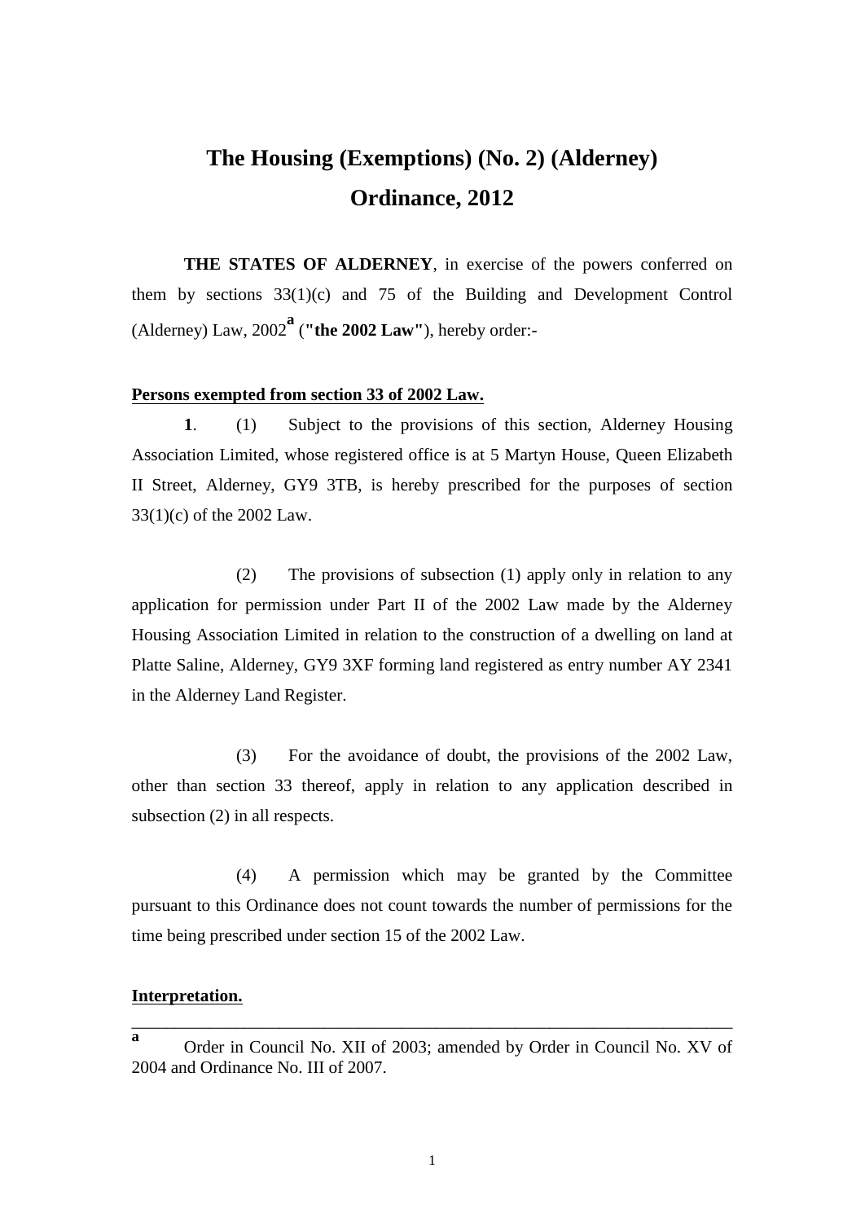# The Housing (Exemptions) (No. 2) (Alderney) Ordinance, 2012

**THE STATES OF ALDERNEY**, in exercise of the powers conferred on them by sections 33(1)(c) and 75 of the Building and Development Control (Alderney) Law, 2002[a] (**"the 2002 Law"**), hereby order:-

**Persons exempted from section 33 of 2002 Law.**

**1**. (1) Subject to the provisions of this section, Alderney Housing Association Limited, whose registered office is at 5 Martyn House, Queen Elizabeth II Street, Alderney, GY9 3TB, is hereby prescribed for the purposes of section 33(1)(c) of the 2002 Law.

(2) The provisions of subsection (1) apply only in relation to any application for permission under Part II of the 2002 Law made by the Alderney Housing Association Limited in relation to the construction of a dwelling on land at Platte Saline, Alderney, GY9 3XF forming land registered as entry number AY 2341 in the Alderney Land Register.

(3) For the avoidance of doubt, the provisions of the 2002 Law, other than section 33 thereof, apply in relation to any application described in subsection (2) in all respects.

(4) A permission which may be granted by the Committee pursuant to this Ordinance does not count towards the number of permissions for the time being prescribed under section 15 of the 2002 Law.

**Interpretation.**

---

[a] Order in Council No. XII of 2003; amended by Order in Council No. XV of 2004 and Ordinance No. III of 2007.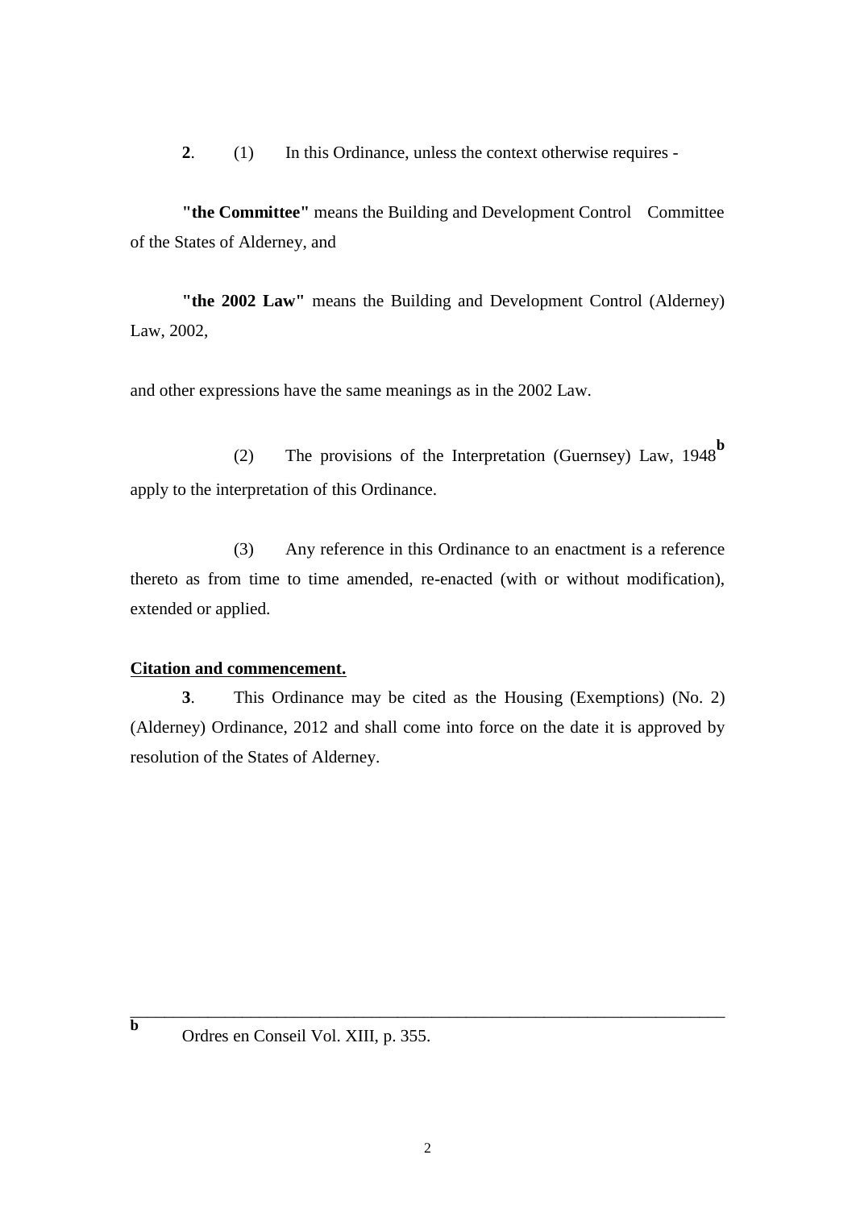**2**. (1) In this Ordinance, unless the context otherwise requires -

**"the Committee"** means the Building and Development Control Committee of the States of Alderney, and

**"the 2002 Law"** means the Building and Development Control (Alderney) Law, 2002,

and other expressions have the same meanings as in the 2002 Law.

(2) The provisions of the Interpretation (Guernsey) Law, 1948[b] apply to the interpretation of this Ordinance.

(3) Any reference in this Ordinance to an enactment is a reference thereto as from time to time amended, re-enacted (with or without modification), extended or applied.

**Citation and commencement.**

**3**. This Ordinance may be cited as the Housing (Exemptions) (No. 2) (Alderney) Ordinance, 2012 and shall come into force on the date it is approved by resolution of the States of Alderney.

---

[b] Ordres en Conseil Vol. XIII, p. 355.